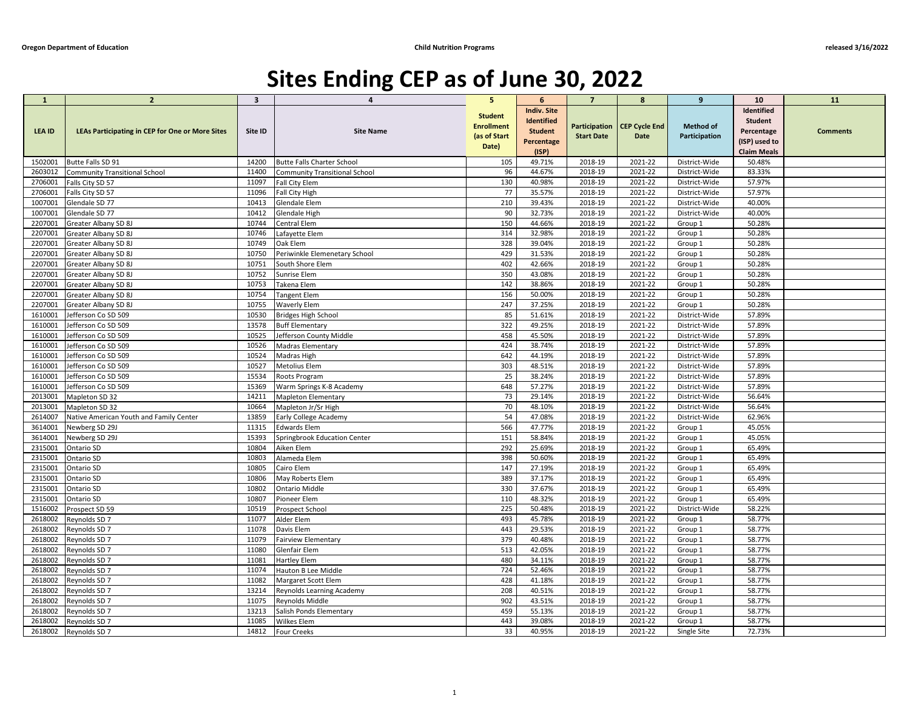Oregon Department of Education | Child Nutrition Programs | released 3/16/2022

# Sites Ending CEP as of June 30, 2022

| 1 | 2 | 3 | 4 | 5 | 6 | 7 | 8 | 9 | 10 | 11 |
|---|---|---|---|---|---|---|---|---|---|---|
| LEA ID | LEAs Participating in CEP for One or More Sites | Site ID | Site Name | Student Enrollment (as of Start Date) | Indiv. Site Identified Student Percentage (ISP) | Participation Start Date | CEP Cycle End Date | Method of Participation | Identified Student Percentage (ISP) used to Claim Meals | Comments |
| 1502001 | Butte Falls SD 91 | 14200 | Butte Falls Charter School | 105 | 49.71% | 2018-19 | 2021-22 | District-Wide | 50.48% | |
| 2603012 | Community Transitional School | 11400 | Community Transitional School | 96 | 44.67% | 2018-19 | 2021-22 | District-Wide | 83.33% | |
| 2706001 | Falls City SD 57 | 11097 | Fall City Elem | 130 | 40.98% | 2018-19 | 2021-22 | District-Wide | 57.97% | |
| 2706001 | Falls City SD 57 | 11096 | Fall City High | 77 | 35.57% | 2018-19 | 2021-22 | District-Wide | 57.97% | |
| 1007001 | Glendale SD 77 | 10413 | Glendale Elem | 210 | 39.43% | 2018-19 | 2021-22 | District-Wide | 40.00% | |
| 1007001 | Glendale SD 77 | 10412 | Glendale High | 90 | 32.73% | 2018-19 | 2021-22 | District-Wide | 40.00% | |
| 2207001 | Greater Albany SD 8J | 10744 | Central Elem | 150 | 44.66% | 2018-19 | 2021-22 | Group 1 | 50.28% | |
| 2207001 | Greater Albany SD 8J | 10746 | Lafayette Elem | 314 | 32.98% | 2018-19 | 2021-22 | Group 1 | 50.28% | |
| 2207001 | Greater Albany SD 8J | 10749 | Oak Elem | 328 | 39.04% | 2018-19 | 2021-22 | Group 1 | 50.28% | |
| 2207001 | Greater Albany SD 8J | 10750 | Periwinkle Elemenetary School | 429 | 31.53% | 2018-19 | 2021-22 | Group 1 | 50.28% | |
| 2207001 | Greater Albany SD 8J | 10751 | South Shore Elem | 402 | 42.66% | 2018-19 | 2021-22 | Group 1 | 50.28% | |
| 2207001 | Greater Albany SD 8J | 10752 | Sunrise Elem | 350 | 43.08% | 2018-19 | 2021-22 | Group 1 | 50.28% | |
| 2207001 | Greater Albany SD 8J | 10753 | Takena Elem | 142 | 38.86% | 2018-19 | 2021-22 | Group 1 | 50.28% | |
| 2207001 | Greater Albany SD 8J | 10754 | Tangent Elem | 156 | 50.00% | 2018-19 | 2021-22 | Group 1 | 50.28% | |
| 2207001 | Greater Albany SD 8J | 10755 | Waverly Elem | 247 | 37.25% | 2018-19 | 2021-22 | Group 1 | 50.28% | |
| 1610001 | Jefferson Co SD 509 | 10530 | Bridges High School | 85 | 51.61% | 2018-19 | 2021-22 | District-Wide | 57.89% | |
| 1610001 | Jefferson Co SD 509 | 13578 | Buff Elementary | 322 | 49.25% | 2018-19 | 2021-22 | District-Wide | 57.89% | |
| 1610001 | Jefferson Co SD 509 | 10525 | Jefferson County Middle | 458 | 45.50% | 2018-19 | 2021-22 | District-Wide | 57.89% | |
| 1610001 | Jefferson Co SD 509 | 10526 | Madras Elementary | 424 | 38.74% | 2018-19 | 2021-22 | District-Wide | 57.89% | |
| 1610001 | Jefferson Co SD 509 | 10524 | Madras High | 642 | 44.19% | 2018-19 | 2021-22 | District-Wide | 57.89% | |
| 1610001 | Jefferson Co SD 509 | 10527 | Metolius Elem | 303 | 48.51% | 2018-19 | 2021-22 | District-Wide | 57.89% | |
| 1610001 | Jefferson Co SD 509 | 15534 | Roots Program | 25 | 38.24% | 2018-19 | 2021-22 | District-Wide | 57.89% | |
| 1610001 | Jefferson Co SD 509 | 15369 | Warm Springs K-8 Academy | 648 | 57.27% | 2018-19 | 2021-22 | District-Wide | 57.89% | |
| 2013001 | Mapleton SD 32 | 14211 | Mapleton Elementary | 73 | 29.14% | 2018-19 | 2021-22 | District-Wide | 56.64% | |
| 2013001 | Mapleton SD 32 | 10664 | Mapleton Jr/Sr High | 70 | 48.10% | 2018-19 | 2021-22 | District-Wide | 56.64% | |
| 2614007 | Native American Youth and Family Center | 13859 | Early College Academy | 54 | 47.08% | 2018-19 | 2021-22 | District-Wide | 62.96% | |
| 3614001 | Newberg SD 29J | 11315 | Edwards Elem | 566 | 47.77% | 2018-19 | 2021-22 | Group 1 | 45.05% | |
| 3614001 | Newberg SD 29J | 15393 | Springbrook Education Center | 151 | 58.84% | 2018-19 | 2021-22 | Group 1 | 45.05% | |
| 2315001 | Ontario SD | 10804 | Aiken Elem | 292 | 25.69% | 2018-19 | 2021-22 | Group 1 | 65.49% | |
| 2315001 | Ontario SD | 10803 | Alameda Elem | 398 | 50.60% | 2018-19 | 2021-22 | Group 1 | 65.49% | |
| 2315001 | Ontario SD | 10805 | Cairo Elem | 147 | 27.19% | 2018-19 | 2021-22 | Group 1 | 65.49% | |
| 2315001 | Ontario SD | 10806 | May Roberts Elem | 389 | 37.17% | 2018-19 | 2021-22 | Group 1 | 65.49% | |
| 2315001 | Ontario SD | 10802 | Ontario Middle | 330 | 37.67% | 2018-19 | 2021-22 | Group 1 | 65.49% | |
| 2315001 | Ontario SD | 10807 | Pioneer Elem | 110 | 48.32% | 2018-19 | 2021-22 | Group 1 | 65.49% | |
| 1516002 | Prospect SD 59 | 10519 | Prospect School | 225 | 50.48% | 2018-19 | 2021-22 | District-Wide | 58.22% | |
| 2618002 | Reynolds SD 7 | 11077 | Alder Elem | 493 | 45.78% | 2018-19 | 2021-22 | Group 1 | 58.77% | |
| 2618002 | Reynolds SD 7 | 11078 | Davis Elem | 443 | 29.53% | 2018-19 | 2021-22 | Group 1 | 58.77% | |
| 2618002 | Reynolds SD 7 | 11079 | Fairview Elementary | 379 | 40.48% | 2018-19 | 2021-22 | Group 1 | 58.77% | |
| 2618002 | Reynolds SD 7 | 11080 | Glenfair Elem | 513 | 42.05% | 2018-19 | 2021-22 | Group 1 | 58.77% | |
| 2618002 | Reynolds SD 7 | 11081 | Hartley Elem | 480 | 34.11% | 2018-19 | 2021-22 | Group 1 | 58.77% | |
| 2618002 | Reynolds SD 7 | 11074 | Hauton B Lee Middle | 724 | 52.46% | 2018-19 | 2021-22 | Group 1 | 58.77% | |
| 2618002 | Reynolds SD 7 | 11082 | Margaret Scott Elem | 428 | 41.18% | 2018-19 | 2021-22 | Group 1 | 58.77% | |
| 2618002 | Reynolds SD 7 | 13214 | Reynolds Learning Academy | 208 | 40.51% | 2018-19 | 2021-22 | Group 1 | 58.77% | |
| 2618002 | Reynolds SD 7 | 11075 | Reynolds Middle | 902 | 43.51% | 2018-19 | 2021-22 | Group 1 | 58.77% | |
| 2618002 | Reynolds SD 7 | 13213 | Salish Ponds Elementary | 459 | 55.13% | 2018-19 | 2021-22 | Group 1 | 58.77% | |
| 2618002 | Reynolds SD 7 | 11085 | Wilkes Elem | 443 | 39.08% | 2018-19 | 2021-22 | Group 1 | 58.77% | |
| 2618002 | Reynolds SD 7 | 14812 | Four Creeks | 33 | 40.95% | 2018-19 | 2021-22 | Single Site | 72.73% | |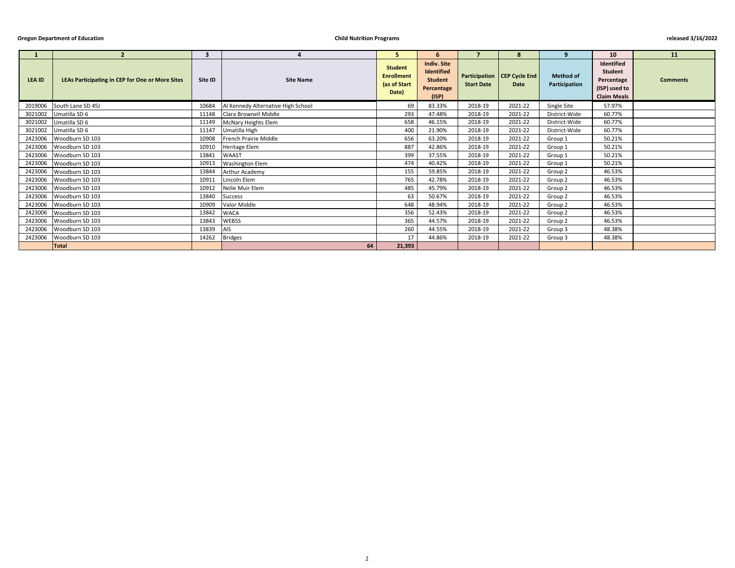| 1 | 2 | 3 | 4 | 5 | 6 | 7 | 8 | 9 | 10 | 11 |
|---|---|---|---|---|---|---|---|---|---|---|
| **LEA ID** | **LEAs Participating in CEP for One or More Sites** | **Site ID** | **Site Name** | **Student Enrollment (as of Start Date)** | **Indiv. Site Identified Student Percentage (ISP)** | **Participation Start Date** | **CEP Cycle End Date** | **Method of Participation** | **Identified Student Percentage (ISP) used to Claim Meals** | **Comments** |
| 2019006 | South Lane SD 45J | 10684 | Al Kennedy Alternative High School | 69 | 83.33% | 2018-19 | 2021-22 | Single Site | 57.97% | |
| 3021002 | Umatilla SD 6 | 11148 | Clara Brownell Middle | 293 | 47.48% | 2018-19 | 2021-22 | District-Wide | 60.77% | |
| 3021002 | Umatilla SD 6 | 11149 | McNary Heights Elem | 658 | 46.15% | 2018-19 | 2021-22 | District-Wide | 60.77% | |
| 3021002 | Umatilla SD 6 | 11147 | Umatilla High | 400 | 21.90% | 2018-19 | 2021-22 | District-Wide | 60.77% | |
| 2423006 | Woodburn SD 103 | 10908 | French Prairie Middle | 656 | 63.20% | 2018-19 | 2021-22 | Group 1 | 50.21% | |
| 2423006 | Woodburn SD 103 | 10910 | Heritage Elem | 887 | 42.86% | 2018-19 | 2021-22 | Group 1 | 50.21% | |
| 2423006 | Woodburn SD 103 | 13841 | WAAST | 399 | 37.55% | 2018-19 | 2021-22 | Group 1 | 50.21% | |
| 2423006 | Woodburn SD 103 | 10913 | Washington Elem | 474 | 40.42% | 2018-19 | 2021-22 | Group 1 | 50.21% | |
| 2423006 | Woodburn SD 103 | 13844 | Arthur Academy | 155 | 59.85% | 2018-19 | 2021-22 | Group 2 | 46.53% | |
| 2423006 | Woodburn SD 103 | 10911 | Lincoln Elem | 765 | 42.78% | 2018-19 | 2021-22 | Group 2 | 46.53% | |
| 2423006 | Woodburn SD 103 | 10912 | Nelie Muir Elem | 485 | 45.79% | 2018-19 | 2021-22 | Group 2 | 46.53% | |
| 2423006 | Woodburn SD 103 | 13840 | Success | 63 | 50.67% | 2018-19 | 2021-22 | Group 2 | 46.53% | |
| 2423006 | Woodburn SD 103 | 10909 | Valor Middle | 648 | 48.94% | 2018-19 | 2021-22 | Group 2 | 46.53% | |
| 2423006 | Woodburn SD 103 | 13842 | WACA | 356 | 52.43% | 2018-19 | 2021-22 | Group 2 | 46.53% | |
| 2423006 | Woodburn SD 103 | 13843 | WEBSS | 365 | 44.57% | 2018-19 | 2021-22 | Group 2 | 46.53% | |
| 2423006 | Woodburn SD 103 | 13839 | AIS | 260 | 44.55% | 2018-19 | 2021-22 | Group 3 | 48.38% | |
| 2423006 | Woodburn SD 103 | 14262 | Bridges | 17 | 44.86% | 2018-19 | 2021-22 | Group 3 | 48.38% | |
| | **Total** | | 64 | **21,393** | | | | | | |